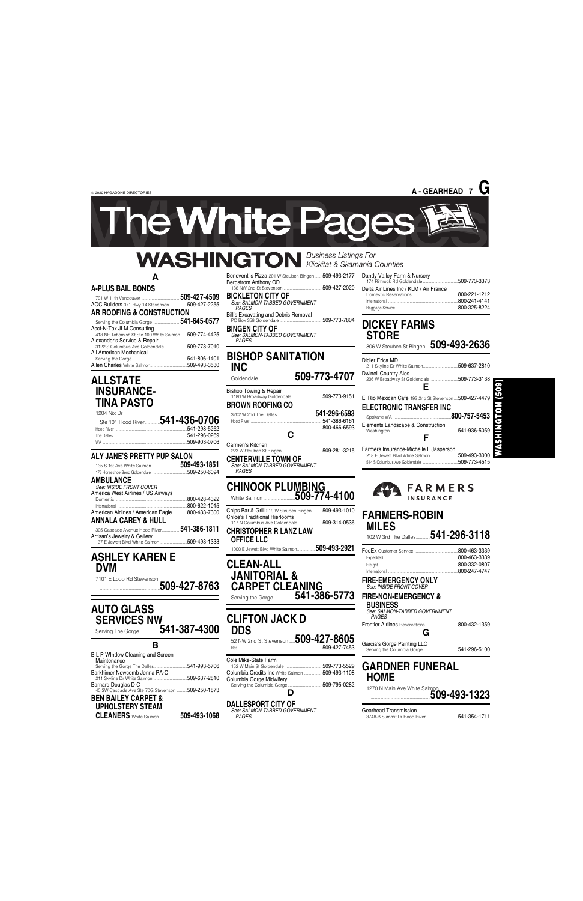# The White Pages

## WASHINGTON *Business Listings For Klickitat & Skamania Counties*

### A

**A-PLUS BAIL BONDS**
701 W 11th Vancouver .......... **509-427-4509**
AQC Builders 371 Hwy 14 Stevenson .......... 509-427-2255
**AR ROOFING & CONSTRUCTION**
Serving the Columbia Gorge .......... **541-645-0577**
Acct-N-Tax JLM Consulting
418 NE Tohomish St Ste 100 White Salmon .......... 509-774-4425
Alexander's Service & Repair
3122 S Columbus Ave Goldendale .......... 509-773-7010
All American Mechanical
Serving the Gorge .......... 541-806-1401
Allen Charles White Salmon .......... 509-493-3530

## ALLSTATE INSURANCE-TINA PASTO
1204 Nix Dr
Ste 101 Hood River .......... **541-436-0706**
Hood River .......... 541-298-5262
The Dalles .......... 541-296-0269
WA .......... 509-903-0706

**ALY JANE'S PRETTY PUP SALON**
135 S 1st Ave White Salmon .......... **509-493-1851**
176 Horseshoe Bend Goldendale .......... 509-250-6094
**AMBULANCE**
*See: INSIDE FRONT COVER*
America West Airlines / US Airways
Domestic .......... 800-428-4322
International .......... 800-622-1015
American Airlines / American Eagle .......... 800-433-7300
**ANNALA CAREY & HULL**
305 Cascade Avenue Hood River .......... **541-386-1811**
Artisan's Jewelry & Gallery
137 E Jewett Blvd White Salmon .......... 509-493-1333

## ASHLEY KAREN E DVM
7101 E Loop Rd Stevenson .......... **509-427-8763**

## AUTO GLASS SERVICES NW
Serving The Gorge .......... **541-387-4300**

### B

B L P WIndow Cleaning and Screen Maintenance
Serving the Gorge The Dalles .......... 541-993-5706
Barkhimer Newcomb Jenna PA-C
211 Skyline Dr White Salmon .......... 509-637-2810
Barnard Douglas D C
40 SW Cascade Ave Ste 70G Stevenson .......... 509-250-1873
**BEN BAILEY CARPET & UPHOLSTERY STEAM CLEANERS** White Salmon .......... **509-493-1068**
Beneventi's Pizza 201 W Steuben Bingen .......... 509-493-2177
Bergstrom Anthony OD
136 NW 2nd St Stevenson .......... 509-427-2020
**BICKLETON CITY OF**
*See: SALMON-TABBED GOVERNMENT PAGES*
Bill's Excavating and Debris Removal
PO Box 358 Goldendale .......... 509-773-7804
**BINGEN CITY OF**
*See: SALMON-TABBED GOVERNMENT PAGES*

## BISHOP SANITATION INC
Goldendale .......... **509-773-4707**

Bishop Towing & Repair
1180 W Broadway Goldendale .......... 509-773-9151
**BROWN ROOFING CO**
3202 W 2nd The Dalles .......... **541-296-6593**
Hood River .......... 541-386-6161
.......... 800-466-6593

### C

Carmen's Kitchen
223 W Steuben St Bingen .......... 509-281-3215
**CENTERVILLE TOWN OF**
*See: SALMON-TABBED GOVERNMENT PAGES*

## CHINOOK PLUMBING
White Salmon .......... **509-774-4100**

Chips Bar & Grill 219 W Steuben Bingen .......... 509-493-1010
Chloe's Traditional Hierlooms
117 N Columbus Ave Goldendale .......... 509-314-0536
**CHRISTOPHER R LANZ LAW OFFICE LLC**
1000 E Jewett Blvd White Salmon .......... **509-493-2921**

## CLEAN-ALL JANITORIAL & CARPET CLEANING
Serving the Gorge .......... **541-386-5773**

## CLIFTON JACK D DDS
52 NW 2nd St Stevenson .......... **509-427-8605**
Res .......... 509-427-7453

Cole Mike-State Farm
152 W Main St Goldendale .......... 509-773-5529
Columbia Credits Inc White Salmon .......... 509-493-1108
Columbia Gorge Midwifery
Serving the Columbia Gorge .......... 509-795-0282

### D

**DALLESPORT CITY OF**
*See: SALMON-TABBED GOVERNMENT PAGES*
Dandy Valley Farm & Nursery
174 Rimrock Rd Goldendale .......... 509-773-3373
Delta Air Lines Inc / KLM / Air France
Domestic Reservations .......... 800-221-1212
International .......... 800-241-4141
Baggage Service .......... 800-325-8224

## DICKEY FARMS STORE
806 W Steuben St Bingen .......... **509-493-2636**

Didier Erica MD
211 Skyline Dr White Salmon .......... 509-637-2810
Dwinell Country Ales
206 W Broadway St Goldendale .......... 509-773-3138

### E

El Rio Mexican Cafe 193 2nd St Stevenson .......... 509-427-4479
**ELECTRONIC TRANSFER INC**
Spokane WA .......... **800-757-5453**
Elements Landscape & Construction
Washington .......... 541-936-5059

### F

Farmers Insurance-Michelle L Jasperson
218 E Jewett Blvd White Salmon .......... 509-493-3000
514 S Columbus Ave Goldendale .......... 509-773-4515

FARMERS INSURANCE

## FARMERS-ROBIN MILES
102 W 3rd The Dalles .......... **541-296-3118**

FedEx Customer Service .......... 800-463-3339
Expedited .......... 800-463-3339
Freight .......... 800-332-0807
International .......... 800-247-4747
**FIRE-EMERGENCY ONLY**
*See: INSIDE FRONT COVER*
**FIRE-NON-EMERGENCY & BUSINESS**
*See: SALMON-TABBED GOVERNMENT PAGES*
Frontier Airlines Reservations .......... 800-432-1359

### G

Garcia's Gorge Painting LLC
Serving the Columbia Gorge .......... 541-296-5100

## GARDNER FUNERAL HOME
1270 N Main Ave White Salmon .......... **509-493-1323**

Gearhead Transmission
3748-B Summit Dr Hood River .......... 541-354-1711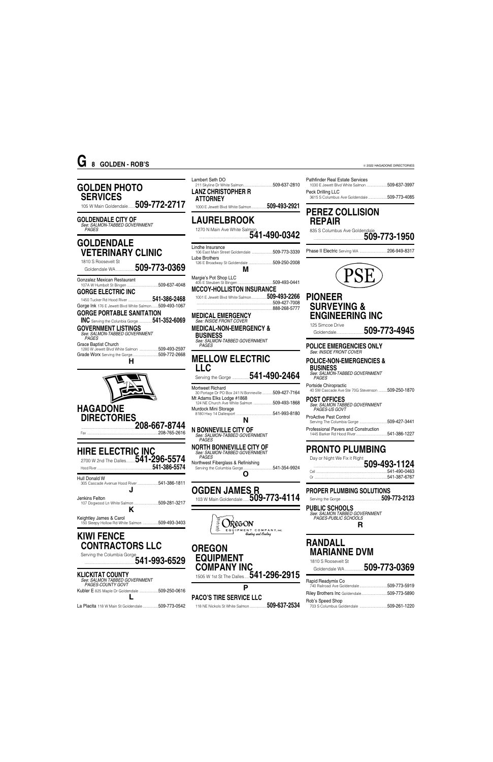## GOLDEN PHOTO SERVICES
105 W Main Goldendale......**509-772-2717**

**GOLDENDALE CITY OF**
*See: SALMON-TABBED GOVERNMENT PAGES*

## GOLDENDALE VETERINARY CLINIC
1810 S Roosevelt St
Goldendale WA................**509-773-0369**

Gonzalez Mexican Restaurant
107A W Humbolt St Bingen ..............................509-637-4048

**GORGE ELECTRIC INC**
1450 Tucker Rd Hood River ......................**541-386-2468**

Gorge Ink 176 E Jewett Blvd White Salmon.......509-493-1067

**GORGE PORTABLE SANITATION INC** Serving the Columbia Gorge .............**541-352-6069**

**GOVERNMENT LISTINGS**
*See: SALMON-TABBED GOVERNMENT PAGES*

Grace Baptist Church
1280 W Jewett Blvd White Salmon .................509-493-2597

Grade Worx Serving the Gorge........................509-772-2668

**H**

## HAGADONE DIRECTORIES
.......................................................**208-667-8744**
Fax ..........................................................208-765-2616

## HIRE ELECTRIC INC
2700 W 2nd The Dalles........**541-296-5574**
Hood River ...................................................**541-386-5574**

Hull Donald W
305 Cascade Avenue Hood River ....................541-386-1811

**J**

Jenkins Felton
107 Dogwood Ln White Salmon ......................509-281-3217

**K**

Keightley James & Carol
150 Sleepy Hollow Rd White Salmon ..............509-493-3403

## KIWI FENCE CONTRACTORS LLC
Serving the Columbia Gorge
...................................................**541-993-6529**

**KLICKITAT COUNTY**
*See: SALMON TABBED GOVERNMENT PAGES-COUNTY GOVT*

Kubler E 825 Maple Dr Goldendale ..................509-250-0616

**L**

La Placita 118 W Main St Goldendale...............509-773-0542

Lambert Seth DO
211 Skyline Dr White Salmon...........................509-637-2810

**LANZ CHRISTOPHER R ATTORNEY**
1000 E Jewett Blvd White Salmon.............**509-493-2921**

## LAURELBROOK
1270 N Main Ave White Salmon
.......................................................**541-490-0342**

Lindhe Insurance
106 East Main Street Goldendale ...................509-773-3339

Lube Brothers
126 E Broadway St Goldendale .....................509-250-2008

**M**

Margie's Pot Shop LLC
405 E Steuben St Bingen ...............................509-493-0441

**MCCOY-HOLLISTON INSURANCE**
1001 E Jewett Blvd White Salmon.............**509-493-2266**
........................................................................509-427-7008
........................................................................888-268-5777

**MEDICAL EMERGENCY**
*See: INSIDE FRONT COVER*

**MEDICAL-NON-EMERGENCY & BUSINESS**
*See: SALMON-TABBED GOVERNMENT PAGES*

## MELLOW ELECTRIC LLC
Serving the Gorge ..............**541-490-2464**

Mortweet Richard
30 Portage Dr PO Box 241 N Bonneville ..........509-427-7164

Mt Adams Elks Lodge #1868
124 NE Church Ave White Salmon .................509-493-1868

Murdock Mini Storage
8180 Hwy 14 Dallesport ..................................541-993-8180

**N**

**N BONNEVILLE CITY OF**
*See: SALMON-TABBED GOVERNMENT PAGES*

**NORTH BONNEVILLE CITY OF**
*See: SALMON-TABBED GOVERNMENT PAGES*

Northwest Fiberglass & Refinishing
Serving the Columbia Gorge ...........................541-354-9924

**O**

## OGDEN JAMES R
103 W Main Goldendale......**509-773-4114**

## OREGON EQUIPMENT COMPANY INC
1505 W 1st St The Dalles....**541-296-2915**

**P**

**PACO'S TIRE SERVICE LLC**
118 NE Nickols St White Salmon ................**509-637-2534**

Pathfinder Real Estate Services
1030 E Jewett Blvd White Salmon ..................509-637-3997

Peck Drilling LLC
3615 S Columbus Ave Goldendale .................509-773-4085

## PEREZ COLLISION REPAIR
835 S Columbus Ave Goldendale
...................................................**509-773-1950**

Phase II Electric Serving WA .........................206-949-8317

## PIONEER SURVEYING & ENGINEERING INC
125 Simcoe Drive
Goldendale.......................**509-773-4945**

**POLICE EMERGENCIES ONLY**
*See: INSIDE FRONT COVER*

**POLICE-NON-EMERGENCIES & BUSINESS**
*See: SALMON-TABBED GOVERNMENT PAGES*

Portside Chiropractic
40 SW Cascade Ave Ste 70G Stevenson ........509-250-1870

**POST OFFICES**
*See: SALMON TABBED GOVERNMENT PAGES-US GOVT*

ProActive Pest Control
Serving The Columbia Gorge .........................509-427-3441

Professional Pavers and Construction
1445 Barker Rd Hood River ............................541-386-1227

## PRONTO PLUMBING
Day or Night We Fix it Right
...................................................**509-493-1124**
Cell ..............................................................541-490-0463
Or ................................................................541-387-6767

**PROPER PLUMBING SOLUTIONS**
Serving the Gorge ....................................**509-773-2123**

**PUBLIC SCHOOLS**
*See: SALMON TABBED GOVERNMENT PAGES-PUBLIC SCHOOLS*

**R**

## RANDALL MARIANNE DVM
1810 S Roosevelt St
Goldendale WA..............**509-773-0369**

Rapid Readymix Co
740 Railroad Ave Goldendale .........................509-773-5919

Riley Brothers Inc Goldendale.........................509-773-5890

Rob's Speed Shop
703 S Columbus Goldendale .........................509-261-1220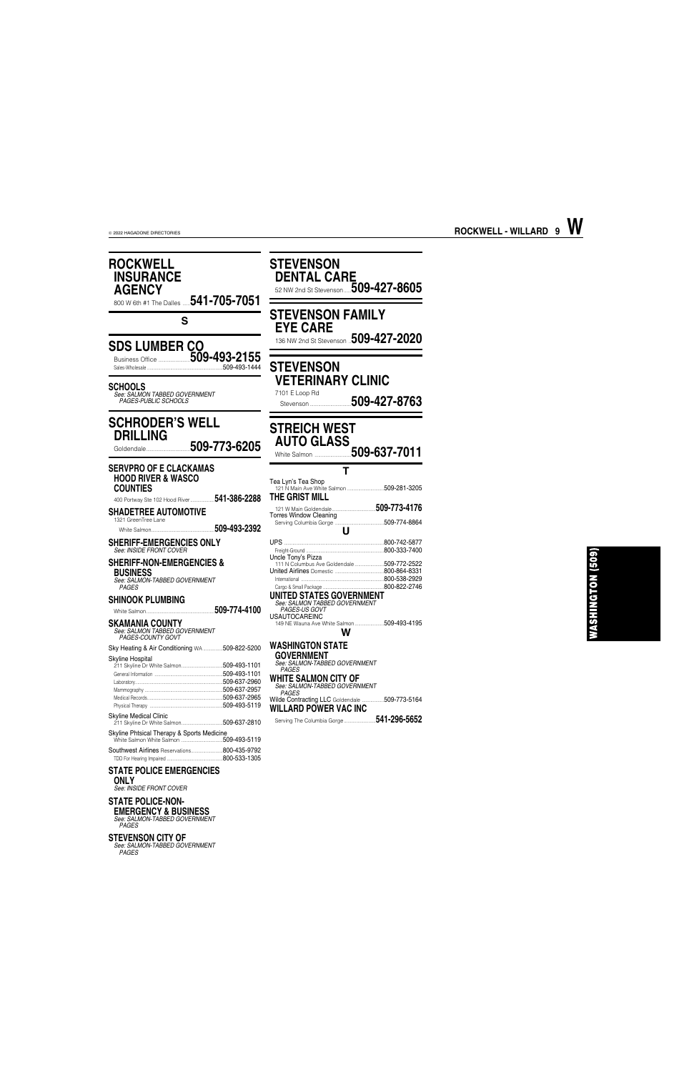## ROCKWELL INSURANCE AGENCY
800 W 6th #1 The Dalles ..... **541-705-7051**

### S

## SDS LUMBER CO
Business Office ..................... **509-493-2155**
Sales-Wholesale ................................................ 509-493-1444

**SCHOOLS**
*See: SALMON TABBED GOVERNMENT PAGES-PUBLIC SCHOOLS*

## SCHRODER'S WELL DRILLING
Goldendale.......................... **509-773-6205**

**SERVPRO OF E CLACKAMAS HOOD RIVER & WASCO COUNTIES**
400 Portway Ste 102 Hood River ............... **541-386-2288**

**SHADETREE AUTOMOTIVE**
1321 GreenTree Lane
White Salmon.......................................... **509-493-2392**

**SHERIFF-EMERGENCIES ONLY**
*See: INSIDE FRONT COVER*

**SHERIFF-NON-EMERGENCIES & BUSINESS**
*See: SALMON-TABBED GOVERNMENT PAGES*

**SHINOOK PLUMBING**
White Salmon.......................................... **509-774-4100**

**SKAMANIA COUNTY**
*See: SALMON TABBED GOVERNMENT PAGES-COUNTY GOVT*

Sky Heating & Air Conditioning WA ............ 509-822-5200

Skyline Hospital
211 Skyline Dr White Salmon.......................... 509-493-1101
General Information ........................................ 509-493-1101
Laboratory.......................................................... 509-637-2960
Mammography .................................................. 509-637-2957
Medical Records................................................ 509-637-2965
Physical Therapy ............................................... 509-493-5119

Skyline Medical Clinic
211 Skyline Dr White Salmon.......................... 509-637-2810

Skyline Phtsical Therapy & Sports Medicine
White Salmon White Salmon .......................... 509-493-5119

Southwest Airlines Reservations.................... 800-435-9792
TDD For Hearing Impaired ................................. 800-533-1305

**STATE POLICE EMERGENCIES ONLY**
*See: INSIDE FRONT COVER*

**STATE POLICE-NON-EMERGENCY & BUSINESS**
*See: SALMON-TABBED GOVERNMENT PAGES*

**STEVENSON CITY OF**
*See: SALMON-TABBED GOVERNMENT PAGES*

## STEVENSON DENTAL CARE
52 NW 2nd St Stevenson .... **509-427-8605**

## STEVENSON FAMILY EYE CARE
136 NW 2nd St Stevenson . **509-427-2020**

## STEVENSON VETERINARY CLINIC
7101 E Loop Rd
Stevenson ........................ **509-427-8763**

## STREICH WEST AUTO GLASS
White Salmon ..................... **509-637-7011**

### T

Tea Lyn's Tea Shop
121 N Main Ave White Salmon ........................ 509-281-3205

**THE GRIST MILL**
121 W Main Goldendale............................ **509-773-4176**

Torres Window Cleaning
Serving Columbia Gorge ................................ 509-774-8864

### U

UPS ........................................................................ 800-742-5877
Freight-Ground ................................................... 800-333-7400

Uncle Tony's Pizza
111 N Columbus Ave Goldendale .................. 509-772-2522

United Airlines Domestic ................................ 800-864-8331
International ....................................................... 800-538-2929
Cargo & Small Package ...................................... 800-822-2746

**UNITED STATES GOVERNMENT**
*See: SALMON TABBED GOVERNMENT PAGES-US GOVT*

USAUTOCAREINC
149 NE Wauna Ave White Salmon .................. 509-493-4195

### W

**WASHINGTON STATE GOVERNMENT**
*See: SALMON-TABBED GOVERNMENT PAGES*

**WHITE SALMON CITY OF**
*See: SALMON-TABBED GOVERNMENT PAGES*

Wilde Contracting LLC Goldendale .............. 509-773-5164

**WILLARD POWER VAC INC**
Serving The Columbia Gorge ................... **541-296-5652**